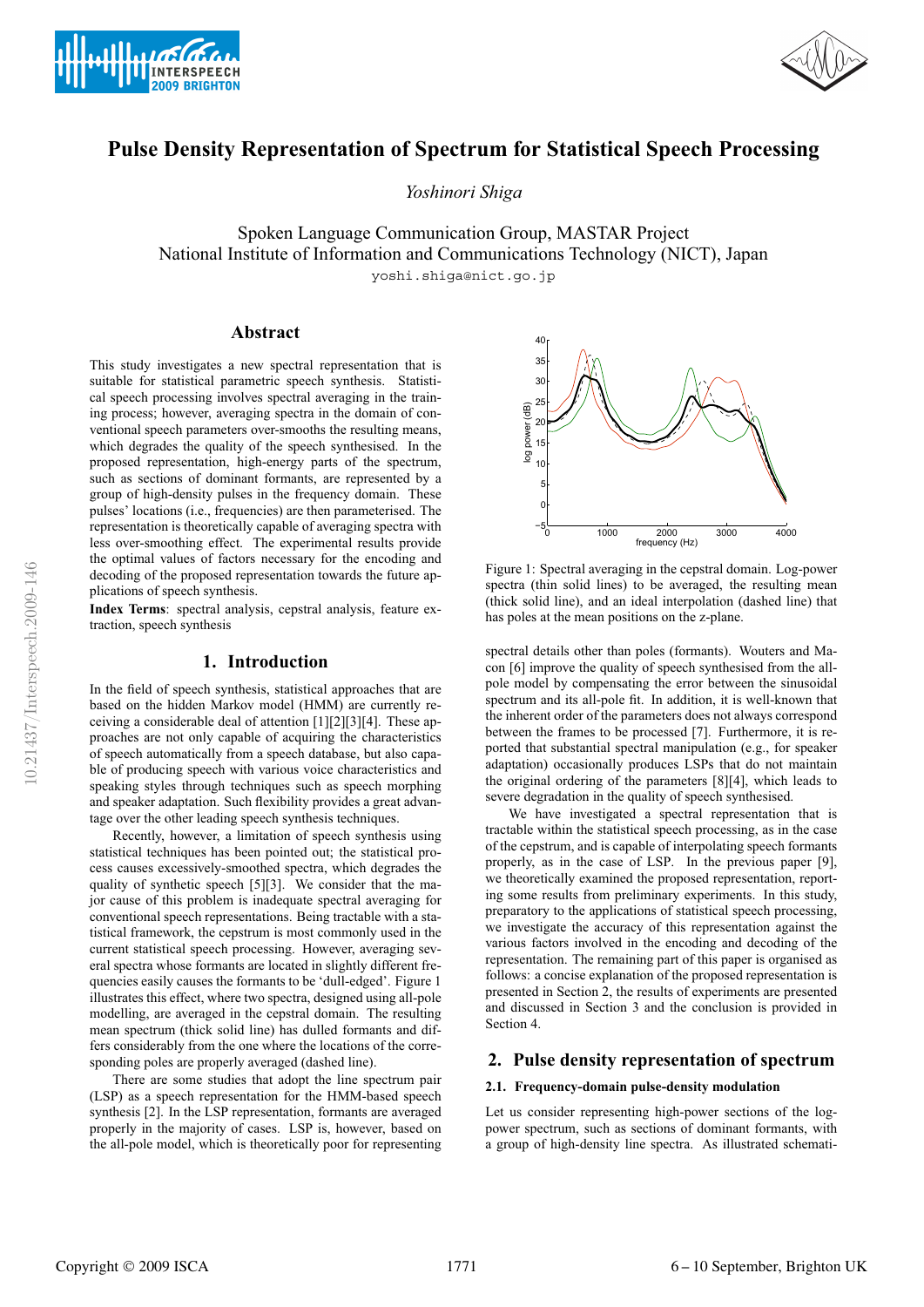# Pulse Density Representation of Spectrum for Statistical Speech Processing

*Yoshinori Shiga*

Spoken Language Communication Group, MASTAR Project
National Institute of Information and Communications Technology (NICT), Japan
yoshi.shiga@nict.go.jp

## Abstract

This study investigates a new spectral representation that is suitable for statistical parametric speech synthesis. Statistical speech processing involves spectral averaging in the training process; however, averaging spectra in the domain of conventional speech parameters over-smooths the resulting means, which degrades the quality of the speech synthesised. In the proposed representation, high-energy parts of the spectrum, such as sections of dominant formants, are represented by a group of high-density pulses in the frequency domain. These pulses' locations (i.e., frequencies) are then parameterised. The representation is theoretically capable of averaging spectra with less over-smoothing effect. The experimental results provide the optimal values of factors necessary for the encoding and decoding of the proposed representation towards the future applications of speech synthesis.

**Index Terms**: spectral analysis, cepstral analysis, feature extraction, speech synthesis

## 1. Introduction

In the field of speech synthesis, statistical approaches that are based on the hidden Markov model (HMM) are currently receiving a considerable deal of attention [1][2][3][4]. These approaches are not only capable of acquiring the characteristics of speech automatically from a speech database, but also capable of producing speech with various voice characteristics and speaking styles through techniques such as speech morphing and speaker adaptation. Such flexibility provides a great advantage over the other leading speech synthesis techniques.

Recently, however, a limitation of speech synthesis using statistical techniques has been pointed out; the statistical process causes excessively-smoothed spectra, which degrades the quality of synthetic speech [5][3]. We consider that the major cause of this problem is inadequate spectral averaging for conventional speech representations. Being tractable with a statistical framework, the cepstrum is most commonly used in the current statistical speech processing. However, averaging several spectra whose formants are located in slightly different frequencies easily causes the formants to be 'dull-edged'. Figure 1 illustrates this effect, where two spectra, designed using all-pole modelling, are averaged in the cepstral domain. The resulting mean spectrum (thick solid line) has dulled formants and differs considerably from the one where the locations of the corresponding poles are properly averaged (dashed line).

There are some studies that adopt the line spectrum pair (LSP) as a speech representation for the HMM-based speech synthesis [2]. In the LSP representation, formants are averaged properly in the majority of cases. LSP is, however, based on the all-pole model, which is theoretically poor for representing spectral details other than poles (formants). Wouters and Macon [6] improve the quality of speech synthesised from the all-pole model by compensating the error between the sinusoidal spectrum and its all-pole fit. In addition, it is well-known that the inherent order of the parameters does not always correspond between the frames to be processed [7]. Furthermore, it is reported that substantial spectral manipulation (e.g., for speaker adaptation) occasionally produces LSPs that do not maintain the original ordering of the parameters [8][4], which leads to severe degradation in the quality of speech synthesised.

Figure 1: Spectral averaging in the cepstral domain. Log-power spectra (thin solid lines) to be averaged, the resulting mean (thick solid line), and an ideal interpolation (dashed line) that has poles at the mean positions on the z-plane.

We have investigated a spectral representation that is tractable within the statistical speech processing, as in the case of the cepstrum, and is capable of interpolating speech formants properly, as in the case of LSP. In the previous paper [9], we theoretically examined the proposed representation, reporting some results from preliminary experiments. In this study, preparatory to the applications of statistical speech processing, we investigate the accuracy of this representation against the various factors involved in the encoding and decoding of the representation. The remaining part of this paper is organised as follows: a concise explanation of the proposed representation is presented in Section 2, the results of experiments are presented and discussed in Section 3 and the conclusion is provided in Section 4.

## 2. Pulse density representation of spectrum

### 2.1. Frequency-domain pulse-density modulation

Let us consider representing high-power sections of the log-power spectrum, such as sections of dominant formants, with a group of high-density line spectra. As illustrated schemati-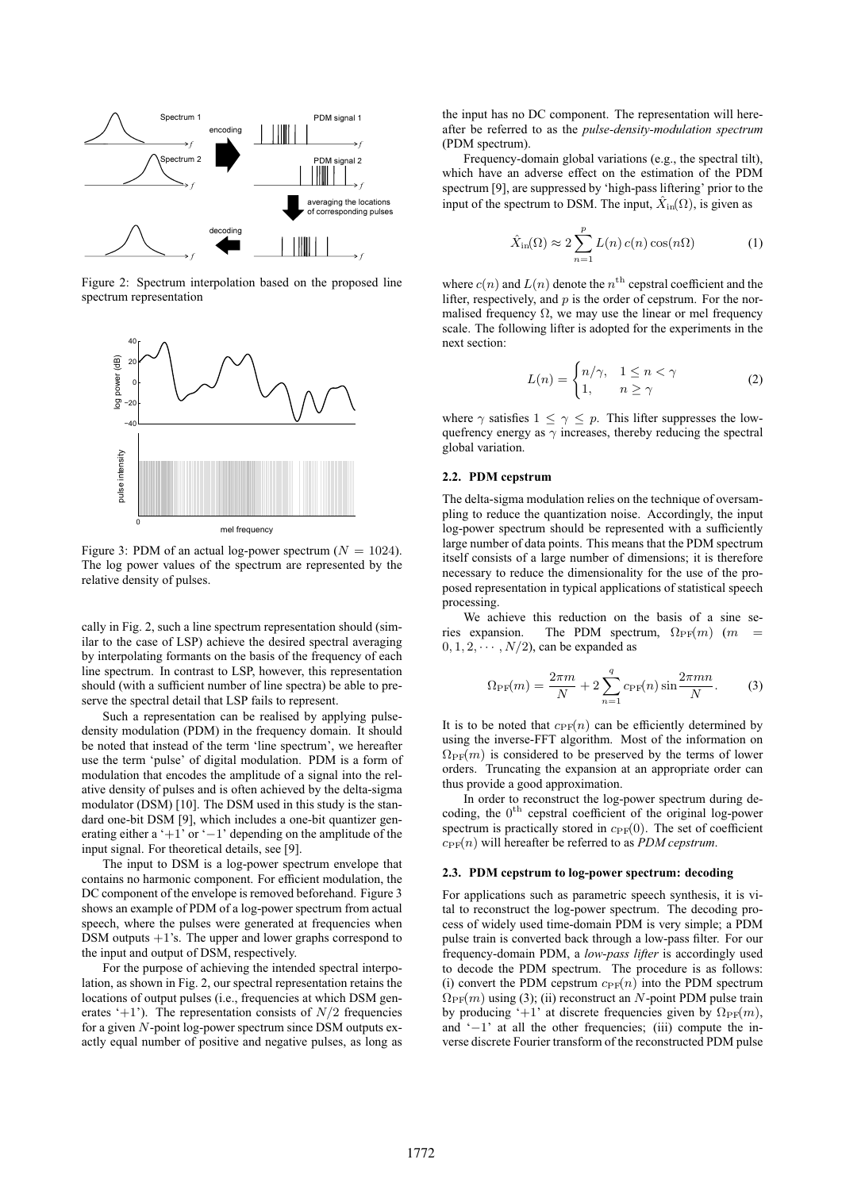Figure 2: Spectrum interpolation based on the proposed line spectrum representation

Figure 3: PDM of an actual log-power spectrum ($N = 1024$). The log power values of the spectrum are represented by the relative density of pulses.

cally in Fig. 2, such a line spectrum representation should (similar to the case of LSP) achieve the desired spectral averaging by interpolating formants on the basis of the frequency of each line spectrum. In contrast to LSP, however, this representation should (with a sufficient number of line spectra) be able to preserve the spectral detail that LSP fails to represent.

Such a representation can be realised by applying pulse-density modulation (PDM) in the frequency domain. It should be noted that instead of the term 'line spectrum', we hereafter use the term 'pulse' of digital modulation. PDM is a form of modulation that encodes the amplitude of a signal into the relative density of pulses and is often achieved by the delta-sigma modulator (DSM) [10]. The DSM used in this study is the standard one-bit DSM [9], which includes a one-bit quantizer generating either a '+1' or '−1' depending on the amplitude of the input signal. For theoretical details, see [9].

The input to DSM is a log-power spectrum envelope that contains no harmonic component. For efficient modulation, the DC component of the envelope is removed beforehand. Figure 3 shows an example of PDM of a log-power spectrum from actual speech, where the pulses were generated at frequencies when DSM outputs +1's. The upper and lower graphs correspond to the input and output of DSM, respectively.

For the purpose of achieving the intended spectral interpolation, as shown in Fig. 2, our spectral representation retains the locations of output pulses (i.e., frequencies at which DSM generates '+1'). The representation consists of $N/2$ frequencies for a given $N$-point log-power spectrum since DSM outputs exactly equal number of positive and negative pulses, as long as the input has no DC component. The representation will hereafter be referred to as the *pulse-density-modulation spectrum* (PDM spectrum).

Frequency-domain global variations (e.g., the spectral tilt), which have an adverse effect on the estimation of the PDM spectrum [9], are suppressed by 'high-pass liftering' prior to the input of the spectrum to DSM. The input, $\hat{X}_{\text{in}}(\Omega)$, is given as

$$\hat{X}_{\text{in}}(\Omega) \approx 2 \sum_{n=1}^{p} L(n)\, c(n) \cos(n\Omega) \tag{1}$$

where $c(n)$ and $L(n)$ denote the $n^{\text{th}}$ cepstral coefficient and the lifter, respectively, and $p$ is the order of cepstrum. For the normalised frequency $\Omega$, we may use the linear or mel frequency scale. The following lifter is adopted for the experiments in the next section:

$$L(n) = \begin{cases} n/\gamma, & 1 \le n < \gamma \\ 1, & n \ge \gamma \end{cases} \tag{2}$$

where $\gamma$ satisfies $1 \le \gamma \le p$. This lifter suppresses the low-quefrency energy as $\gamma$ increases, thereby reducing the spectral global variation.

### 2.2. PDM cepstrum

The delta-sigma modulation relies on the technique of oversampling to reduce the quantization noise. Accordingly, the input log-power spectrum should be represented with a sufficiently large number of data points. This means that the PDM spectrum itself consists of a large number of dimensions; it is therefore necessary to reduce the dimensionality for the use of the proposed representation in typical applications of statistical speech processing.

We achieve this reduction on the basis of a sine series expansion. The PDM spectrum, $\Omega_{\text{PF}}(m)$ ($m = 0, 1, 2, \cdots, N/2$), can be expanded as

$$\Omega_{\text{PF}}(m) = \frac{2\pi m}{N} + 2 \sum_{n=1}^{q} c_{\text{PF}}(n) \sin \frac{2\pi m n}{N}. \tag{3}$$

It is to be noted that $c_{\text{PF}}(n)$ can be efficiently determined by using the inverse-FFT algorithm. Most of the information on $\Omega_{\text{PF}}(m)$ is considered to be preserved by the terms of lower orders. Truncating the expansion at an appropriate order can thus provide a good approximation.

In order to reconstruct the log-power spectrum during decoding, the $0^{\text{th}}$ cepstral coefficient of the original log-power spectrum is practically stored in $c_{\text{PF}}(0)$. The set of coefficient $c_{\text{PF}}(n)$ will hereafter be referred to as *PDM cepstrum*.

### 2.3. PDM cepstrum to log-power spectrum: decoding

For applications such as parametric speech synthesis, it is vital to reconstruct the log-power spectrum. The decoding process of widely used time-domain PDM is very simple; a PDM pulse train is converted back through a low-pass filter. For our frequency-domain PDM, a *low-pass lifter* is accordingly used to decode the PDM spectrum. The procedure is as follows: (i) convert the PDM cepstrum $c_{\text{PF}}(n)$ into the PDM spectrum $\Omega_{\text{PF}}(m)$ using (3); (ii) reconstruct an $N$-point PDM pulse train by producing '+1' at discrete frequencies given by $\Omega_{\text{PF}}(m)$, and '−1' at all the other frequencies; (iii) compute the inverse discrete Fourier transform of the reconstructed PDM pulse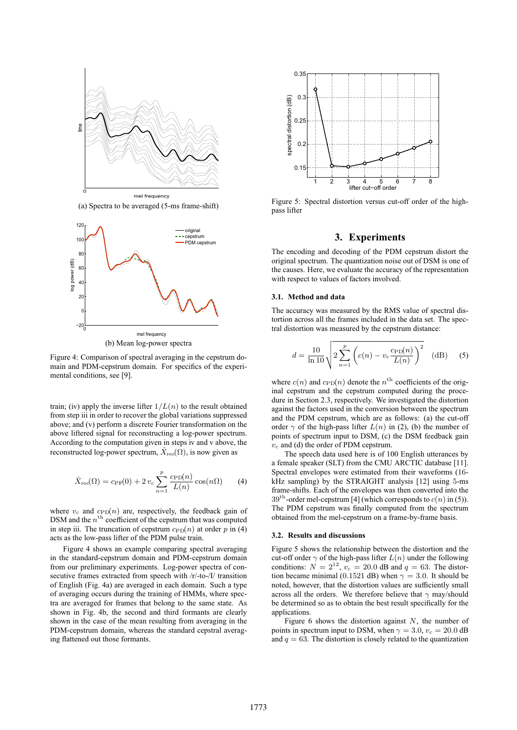(a) Spectra to be averaged (5-ms frame-shift)

(b) Mean log-power spectra

Figure 4: Comparison of spectral averaging in the cepstrum domain and PDM-cepstrum domain. For specifics of the experimental conditions, see [9].

train; (iv) apply the inverse lifter $1/L(n)$ to the result obtained from step iii in order to recover the global variations suppressed above; and (v) perform a discrete Fourier transformation on the above liftered signal for reconstructing a log-power spectrum. According to the computation given in steps iv and v above, the reconstructed log-power spectrum, $\hat{X}_{\rm rec}(\Omega)$, is now given as

$$\hat{X}_{\rm rec}(\Omega) = c_{\rm PF}(0) + 2\,v_c \sum_{n=1}^{p} \frac{c_{\rm PD}(n)}{L(n)} \cos(n\Omega) \qquad (4)$$

where $v_c$ and $c_{\rm PD}(n)$ are, respectively, the feedback gain of DSM and the $n^{\rm th}$ coefficient of the cepstrum that was computed in step iii. The truncation of cepstrum $c_{\rm PD}(n)$ at order $p$ in (4) acts as the low-pass lifter of the PDM pulse train.

Figure 4 shows an example comparing spectral averaging in the standard-cepstrum domain and PDM-cepstrum domain from our preliminary experiments. Log-power spectra of consecutive frames extracted from speech with /r/-to-/I/ transition of English (Fig. 4a) are averaged in each domain. Such a type of averaging occurs during the training of HMMs, where spectra are averaged for frames that belong to the same state. As shown in Fig. 4b, the second and third formants are clearly shown in the case of the mean resulting from averaging in the PDM-cepstrum domain, whereas the standard cepstral averaging flattened out those formants.

Figure 5: Spectral distortion versus cut-off order of the high-pass lifter

## 3. Experiments

The encoding and decoding of the PDM cepstrum distort the original spectrum. The quantization noise out of DSM is one of the causes. Here, we evaluate the accuracy of the representation with respect to values of factors involved.

### 3.1. Method and data

The accuracy was measured by the RMS value of spectral distortion across all the frames included in the data set. The spectral distortion was measured by the cepstrum distance:

$$d = \frac{10}{\ln 10}\sqrt{2\sum_{n=1}^{p}\left(c(n) - v_c\frac{c_{\rm PD}(n)}{L(n)}\right)^2} \quad (\text{dB}) \qquad (5)$$

where $c(n)$ and $c_{\rm PD}(n)$ denote the $n^{\rm th}$ coefficients of the original cepstrum and the cepstrum computed during the procedure in Section 2.3, respectively. We investigated the distortion against the factors used in the conversion between the spectrum and the PDM cepstrum, which are as follows: (a) the cut-off order $\gamma$ of the high-pass lifter $L(n)$ in (2), (b) the number of points of spectrum input to DSM, (c) the DSM feedback gain $v_c$ and (d) the order of PDM cepstrum.

The speech data used here is of 100 English utterances by a female speaker (SLT) from the CMU ARCTIC database [11]. Spectral envelopes were estimated from their waveforms (16-kHz sampling) by the STRAIGHT analysis [12] using 5-ms frame-shifts. Each of the envelopes was then converted into the $39^{\rm th}$-order mel-cepstrum [4] (which corresponds to $c(n)$ in (5)). The PDM cepstrum was finally computed from the spectrum obtained from the mel-cepstrum on a frame-by-frame basis.

### 3.2. Results and discussions

Figure 5 shows the relationship between the distortion and the cut-off order $\gamma$ of the high-pass lifter $L(n)$ under the following conditions: $N = 2^{12}$, $v_c = 20.0$ dB and $q = 63$. The distortion became minimal (0.1521 dB) when $\gamma = 3.0$. It should be noted, however, that the distortion values are sufficiently small across all the orders. We therefore believe that $\gamma$ may/should be determined so as to obtain the best result specifically for the applications.

Figure 6 shows the distortion against $N$, the number of points in spectrum input to DSM, when $\gamma = 3.0$, $v_c = 20.0$ dB and $q = 63$. The distortion is closely related to the quantization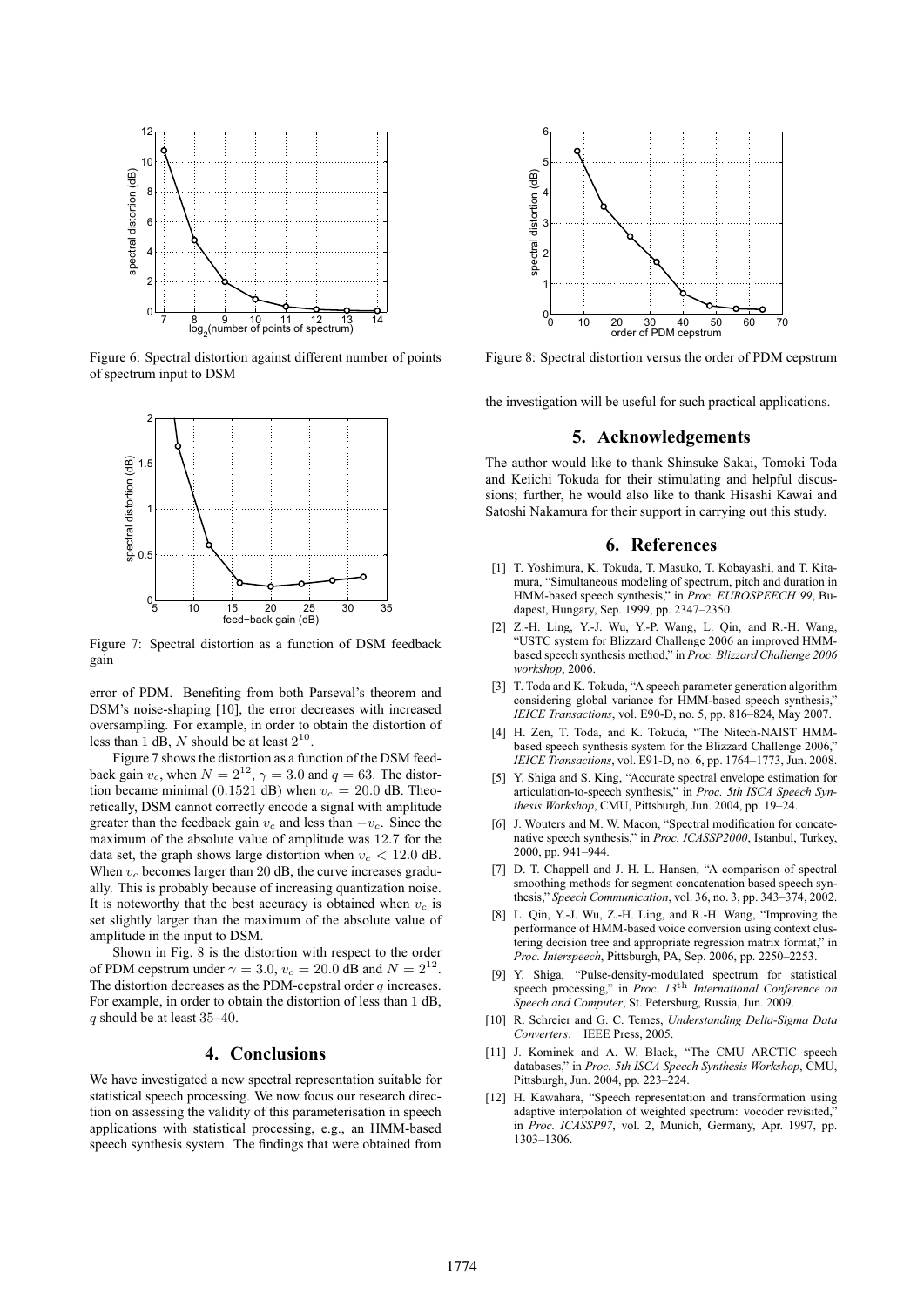12
10
8
6
4
2
0
spectral distortion (dB)
7 8 9 10 11 12 13 14
$\log_2$(number of points of spectrum)

Figure 6: Spectral distortion against different number of points of spectrum input to DSM

2
1.5
1
0.5
0
spectral distortion (dB)
5 10 15 20 25 30 35
feed−back gain (dB)

Figure 7: Spectral distortion as a function of DSM feedback gain

error of PDM. Benefiting from both Parseval's theorem and DSM's noise-shaping [10], the error decreases with increased oversampling. For example, in order to obtain the distortion of less than 1 dB, $N$ should be at least $2^{10}$.

Figure 7 shows the distortion as a function of the DSM feedback gain $v_c$, when $N = 2^{12}$, $\gamma = 3.0$ and $q = 63$. The distortion became minimal (0.1521 dB) when $v_c = 20.0$ dB. Theoretically, DSM cannot correctly encode a signal with amplitude greater than the feedback gain $v_c$ and less than $-v_c$. Since the maximum of the absolute value of amplitude was 12.7 for the data set, the graph shows large distortion when $v_c < 12.0$ dB. When $v_c$ becomes larger than 20 dB, the curve increases gradually. This is probably because of increasing quantization noise. It is noteworthy that the best accuracy is obtained when $v_c$ is set slightly larger than the maximum of the absolute value of amplitude in the input to DSM.

Shown in Fig. 8 is the distortion with respect to the order of PDM cepstrum under $\gamma = 3.0$, $v_c = 20.0$ dB and $N = 2^{12}$. The distortion decreases as the PDM-cepstral order $q$ increases. For example, in order to obtain the distortion of less than 1 dB, $q$ should be at least 35–40.

## 4. Conclusions

We have investigated a new spectral representation suitable for statistical speech processing. We now focus our research direction on assessing the validity of this parameterisation in speech applications with statistical processing, e.g., an HMM-based speech synthesis system. The findings that were obtained from the investigation will be useful for such practical applications.

6
5
4
3
2
1
0
spectral distortion (dB)
0 10 20 30 40 50 60 70
order of PDM cepstrum

Figure 8: Spectral distortion versus the order of PDM cepstrum

## 5. Acknowledgements

The author would like to thank Shinsuke Sakai, Tomoki Toda and Keiichi Tokuda for their stimulating and helpful discussions; further, he would also like to thank Hisashi Kawai and Satoshi Nakamura for their support in carrying out this study.

## 6. References

[1] T. Yoshimura, K. Tokuda, T. Masuko, T. Kobayashi, and T. Kitamura, "Simultaneous modeling of spectrum, pitch and duration in HMM-based speech synthesis," in *Proc. EUROSPEECH'99*, Budapest, Hungary, Sep. 1999, pp. 2347–2350.

[2] Z.-H. Ling, Y.-J. Wu, Y.-P. Wang, L. Qin, and R.-H. Wang, "USTC system for Blizzard Challenge 2006 an improved HMM-based speech synthesis method," in *Proc. Blizzard Challenge 2006 workshop*, 2006.

[3] T. Toda and K. Tokuda, "A speech parameter generation algorithm considering global variance for HMM-based speech synthesis," *IEICE Transactions*, vol. E90-D, no. 5, pp. 816–824, May 2007.

[4] H. Zen, T. Toda, and K. Tokuda, "The Nitech-NAIST HMM-based speech synthesis system for the Blizzard Challenge 2006," *IEICE Transactions*, vol. E91-D, no. 6, pp. 1764–1773, Jun. 2008.

[5] Y. Shiga and S. King, "Accurate spectral envelope estimation for articulation-to-speech synthesis," in *Proc. 5th ISCA Speech Synthesis Workshop*, CMU, Pittsburgh, Jun. 2004, pp. 19–24.

[6] J. Wouters and M. W. Macon, "Spectral modification for concatenative speech synthesis," in *Proc. ICASSP2000*, Istanbul, Turkey, 2000, pp. 941–944.

[7] D. T. Chappell and J. H. L. Hansen, "A comparison of spectral smoothing methods for segment concatenation based speech synthesis," *Speech Communication*, vol. 36, no. 3, pp. 343–374, 2002.

[8] L. Qin, Y.-J. Wu, Z.-H. Ling, and R.-H. Wang, "Improving the performance of HMM-based voice conversion using context clustering decision tree and appropriate regression matrix format," in *Proc. Interspeech*, Pittsburgh, PA, Sep. 2006, pp. 2250–2253.

[9] Y. Shiga, "Pulse-density-modulated spectrum for statistical speech processing," in *Proc. 13th International Conference on Speech and Computer*, St. Petersburg, Russia, Jun. 2009.

[10] R. Schreier and G. C. Temes, *Understanding Delta-Sigma Data Converters*. IEEE Press, 2005.

[11] J. Kominek and A. W. Black, "The CMU ARCTIC speech databases," in *Proc. 5th ISCA Speech Synthesis Workshop*, CMU, Pittsburgh, Jun. 2004, pp. 223–224.

[12] H. Kawahara, "Speech representation and transformation using adaptive interpolation of weighted spectrum: vocoder revisited," in *Proc. ICASSP97*, vol. 2, Munich, Germany, Apr. 1997, pp. 1303–1306.